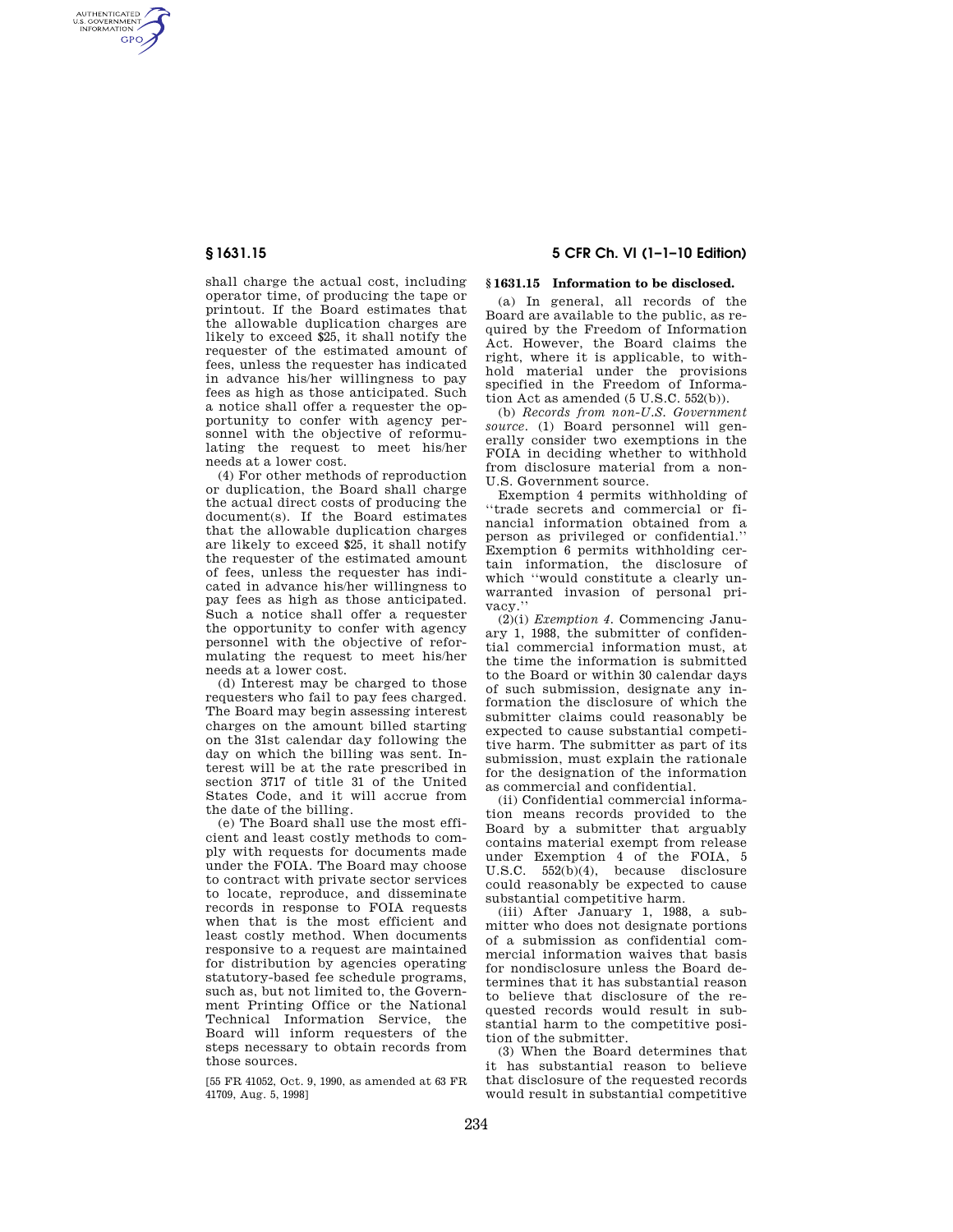shall charge the actual cost, including operator time, of producing the tape or printout. If the Board estimates that the allowable duplication charges are likely to exceed $25, it shall notify the requester of the estimated amount of fees, unless the requester has indicated in advance his/her willingness to pay fees as high as those anticipated. Such a notice shall offer a requester the opportunity to confer with agency personnel with the objective of reformulating the request to meet his/her needs at a lower cost.

(4) For other methods of reproduction or duplication, the Board shall charge the actual direct costs of producing the document(s). If the Board estimates that the allowable duplication charges are likely to exceed $25, it shall notify the requester of the estimated amount of fees, unless the requester has indicated in advance his/her willingness to pay fees as high as those anticipated. Such a notice shall offer a requester the opportunity to confer with agency personnel with the objective of reformulating the request to meet his/her needs at a lower cost.

(d) Interest may be charged to those requesters who fail to pay fees charged. The Board may begin assessing interest charges on the amount billed starting on the 31st calendar day following the day on which the billing was sent. Interest will be at the rate prescribed in section 3717 of title 31 of the United States Code, and it will accrue from the date of the billing.

(e) The Board shall use the most efficient and least costly methods to comply with requests for documents made under the FOIA. The Board may choose to contract with private sector services to locate, reproduce, and disseminate records in response to FOIA requests when that is the most efficient and least costly method. When documents responsive to a request are maintained for distribution by agencies operating statutory-based fee schedule programs, such as, but not limited to, the Government Printing Office or the National Technical Information Service, the Board will inform requesters of the steps necessary to obtain records from those sources.

[55 FR 41052, Oct. 9, 1990, as amended at 63 FR 41709, Aug. 5, 1998]

### § 1631.15 Information to be disclosed.

(a) In general, all records of the Board are available to the public, as required by the Freedom of Information Act. However, the Board claims the right, where it is applicable, to withhold material under the provisions specified in the Freedom of Information Act as amended (5 U.S.C. 552(b)).

(b) *Records from non-U.S. Government source.* (1) Board personnel will generally consider two exemptions in the FOIA in deciding whether to withhold from disclosure material from a non-U.S. Government source.

Exemption 4 permits withholding of ''trade secrets and commercial or financial information obtained from a person as privileged or confidential.'' Exemption 6 permits withholding certain information, the disclosure of which ''would constitute a clearly unwarranted invasion of personal privacy.''

(2)(i) *Exemption 4.* Commencing January 1, 1988, the submitter of confidential commercial information must, at the time the information is submitted to the Board or within 30 calendar days of such submission, designate any information the disclosure of which the submitter claims could reasonably be expected to cause substantial competitive harm. The submitter as part of its submission, must explain the rationale for the designation of the information as commercial and confidential.

(ii) Confidential commercial information means records provided to the Board by a submitter that arguably contains material exempt from release under Exemption 4 of the FOIA, 5 U.S.C. 552(b)(4), because disclosure could reasonably be expected to cause substantial competitive harm.

(iii) After January 1, 1988, a submitter who does not designate portions of a submission as confidential commercial information waives that basis for nondisclosure unless the Board determines that it has substantial reason to believe that disclosure of the requested records would result in substantial harm to the competitive position of the submitter.

(3) When the Board determines that it has substantial reason to believe that disclosure of the requested records would result in substantial competitive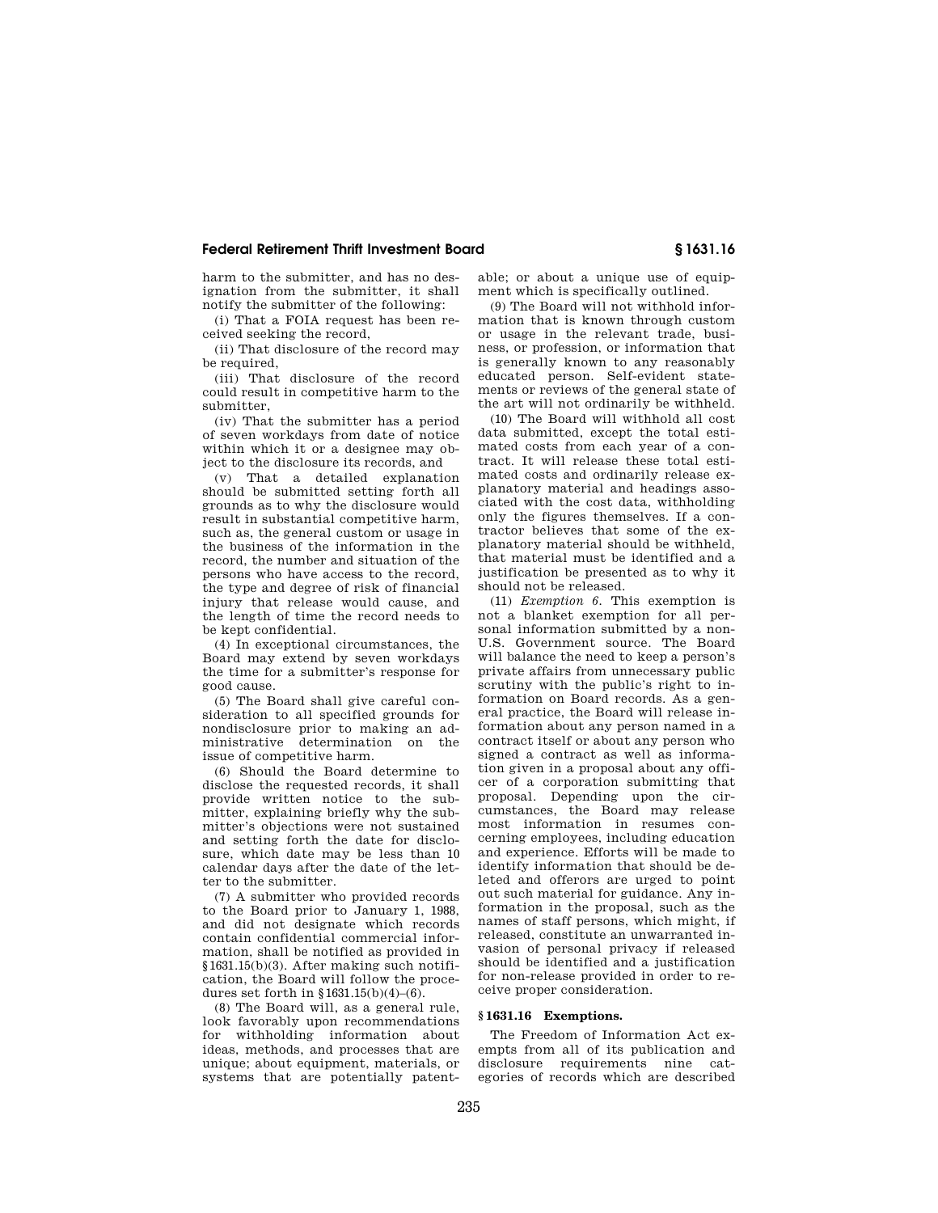harm to the submitter, and has no designation from the submitter, it shall notify the submitter of the following:

(i) That a FOIA request has been received seeking the record,

(ii) That disclosure of the record may be required,

(iii) That disclosure of the record could result in competitive harm to the submitter,

(iv) That the submitter has a period of seven workdays from date of notice within which it or a designee may object to the disclosure its records, and

(v) That a detailed explanation should be submitted setting forth all grounds as to why the disclosure would result in substantial competitive harm, such as, the general custom or usage in the business of the information in the record, the number and situation of the persons who have access to the record, the type and degree of risk of financial injury that release would cause, and the length of time the record needs to be kept confidential.

(4) In exceptional circumstances, the Board may extend by seven workdays the time for a submitter's response for good cause.

(5) The Board shall give careful consideration to all specified grounds for nondisclosure prior to making an administrative determination on the issue of competitive harm.

(6) Should the Board determine to disclose the requested records, it shall provide written notice to the submitter, explaining briefly why the submitter's objections were not sustained and setting forth the date for disclosure, which date may be less than 10 calendar days after the date of the letter to the submitter.

(7) A submitter who provided records to the Board prior to January 1, 1988, and did not designate which records contain confidential commercial information, shall be notified as provided in §1631.15(b)(3). After making such notification, the Board will follow the procedures set forth in §1631.15(b)(4)–(6).

(8) The Board will, as a general rule, look favorably upon recommendations for withholding information about ideas, methods, and processes that are unique; about equipment, materials, or systems that are potentially patentable; or about a unique use of equipment which is specifically outlined.

(9) The Board will not withhold information that is known through custom or usage in the relevant trade, business, or profession, or information that is generally known to any reasonably educated person. Self-evident statements or reviews of the general state of the art will not ordinarily be withheld.

(10) The Board will withhold all cost data submitted, except the total estimated costs from each year of a contract. It will release these total estimated costs and ordinarily release explanatory material and headings associated with the cost data, withholding only the figures themselves. If a contractor believes that some of the explanatory material should be withheld, that material must be identified and a justification be presented as to why it should not be released.

(11) *Exemption 6.* This exemption is not a blanket exemption for all personal information submitted by a non-U.S. Government source. The Board will balance the need to keep a person's private affairs from unnecessary public scrutiny with the public's right to information on Board records. As a general practice, the Board will release information about any person named in a contract itself or about any person who signed a contract as well as information given in a proposal about any officer of a corporation submitting that proposal. Depending upon the circumstances, the Board may release most information in resumes concerning employees, including education and experience. Efforts will be made to identify information that should be deleted and offerors are urged to point out such material for guidance. Any information in the proposal, such as the names of staff persons, which might, if released, constitute an unwarranted invasion of personal privacy if released should be identified and a justification for non-release provided in order to receive proper consideration.

### §1631.16 Exemptions.

The Freedom of Information Act exempts from all of its publication and disclosure requirements nine categories of records which are described